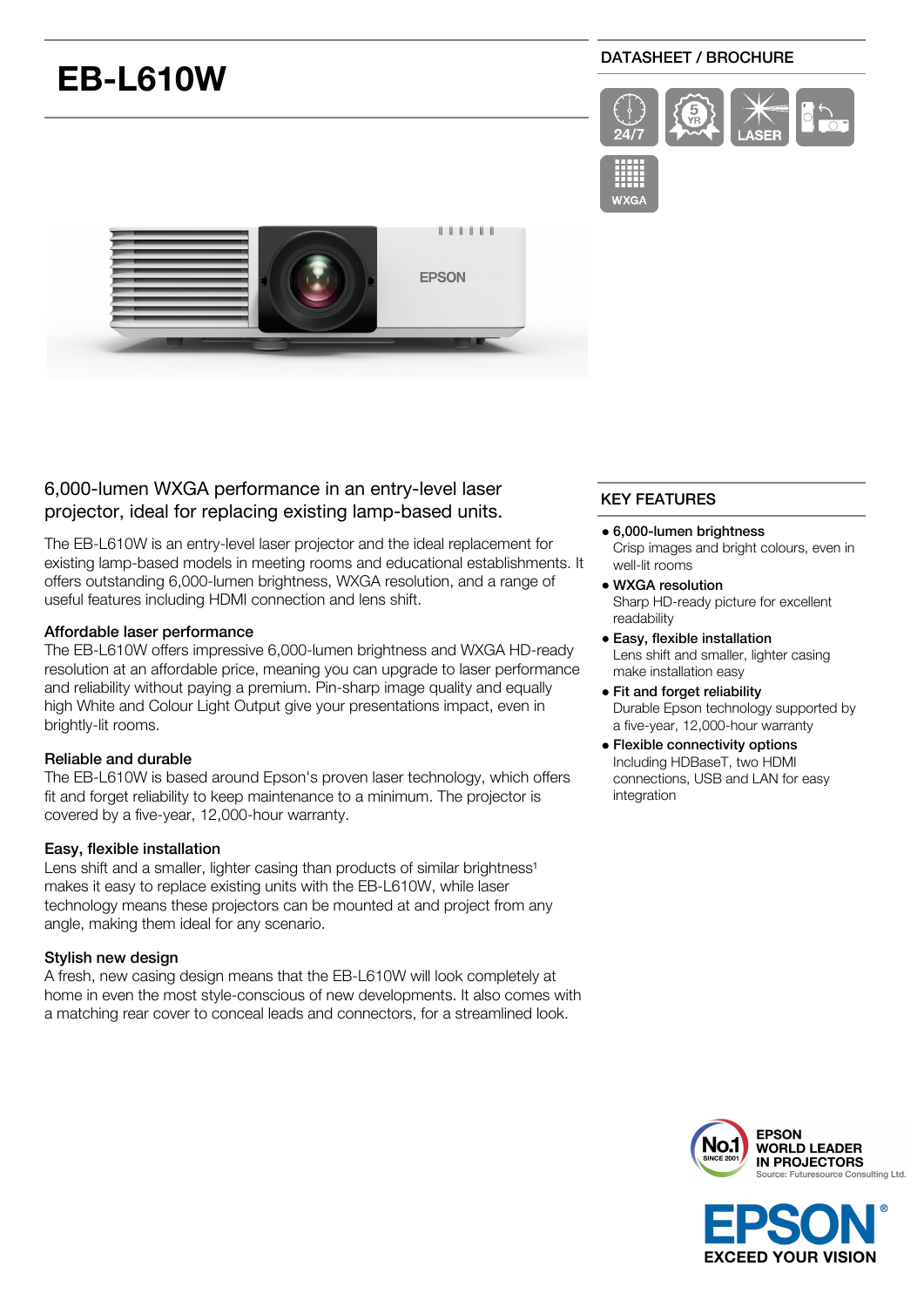# EB-L610W

DATASHEET / BROCHURE

## 6,000-lumen WXGA performance in an entry-level laser projector, ideal for replacing existing lamp-based units.

The EB-L610W is an entry-level laser projector and the ideal replacement for existing lamp-based models in meeting rooms and educational establishments. It offers outstanding 6,000-lumen brightness, WXGA resolution, and a range of useful features including HDMI connection and lens shift.

### Affordable laser performance

The EB-L610W offers impressive 6,000-lumen brightness and WXGA HD-ready resolution at an affordable price, meaning you can upgrade to laser performance and reliability without paying a premium. Pin-sharp image quality and equally high White and Colour Light Output give your presentations impact, even in brightly-lit rooms.

### Reliable and durable

The EB-L610W is based around Epson's proven laser technology, which offers fit and forget reliability to keep maintenance to a minimum. The projector is covered by a five-year, 12,000-hour warranty.

### Easy, flexible installation

Lens shift and a smaller, lighter casing than products of similar brightness[1] makes it easy to replace existing units with the EB-L610W, while laser technology means these projectors can be mounted at and project from any angle, making them ideal for any scenario.

### Stylish new design

A fresh, new casing design means that the EB-L610W will look completely at home in even the most style-conscious of new developments. It also comes with a matching rear cover to conceal leads and connectors, for a streamlined look.

## KEY FEATURES

- **6,000-lumen brightness**
  Crisp images and bright colours, even in well-lit rooms
- **WXGA resolution**
  Sharp HD-ready picture for excellent readability
- **Easy, flexible installation**
  Lens shift and smaller, lighter casing make installation easy
- **Fit and forget reliability**
  Durable Epson technology supported by a five-year, 12,000-hour warranty
- **Flexible connectivity options**
  Including HDBaseT, two HDMI connections, USB and LAN for easy integration

EPSON WORLD LEADER IN PROJECTORS
Source: Futuresource Consulting Ltd.

EPSON EXCEED YOUR VISION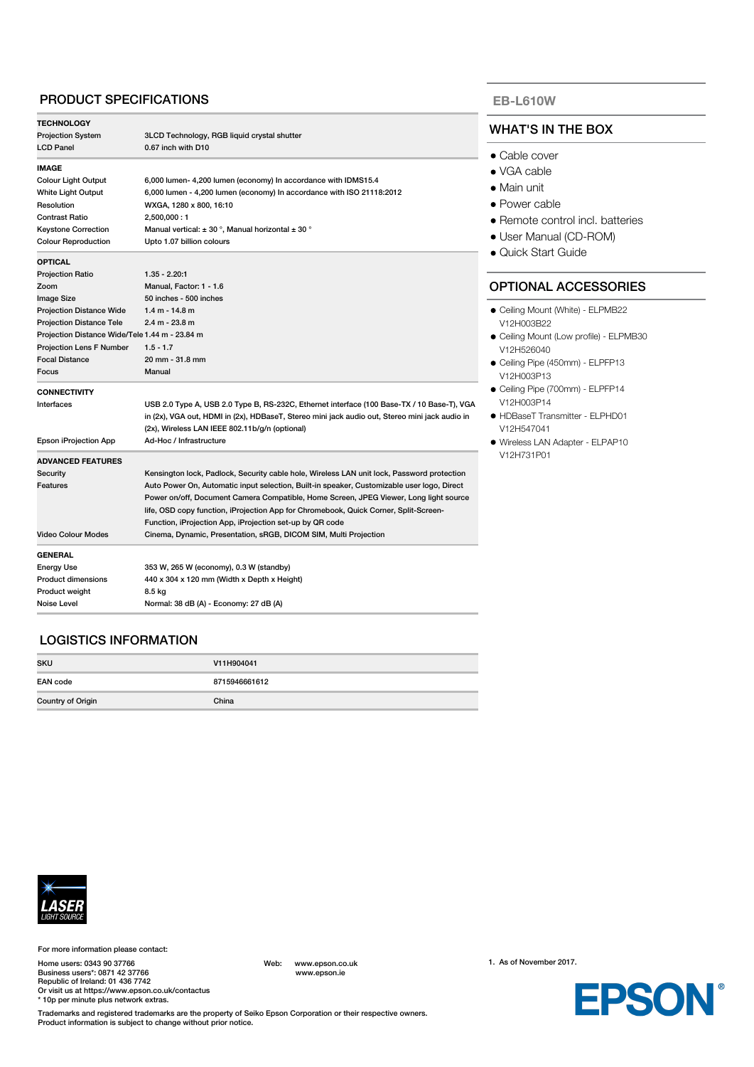## PRODUCT SPECIFICATIONS

| | |
|---|---|
| **TECHNOLOGY** | |
| Projection System | 3LCD Technology, RGB liquid crystal shutter |
| LCD Panel | 0.67 inch with D10 |
| **IMAGE** | |
| Colour Light Output | 6,000 lumen- 4,200 lumen (economy) In accordance with IDMS15.4 |
| White Light Output | 6,000 lumen - 4,200 lumen (economy) In accordance with ISO 21118:2012 |
| Resolution | WXGA, 1280 x 800, 16:10 |
| Contrast Ratio | 2,500,000 : 1 |
| Keystone Correction | Manual vertical: ± 30 °, Manual horizontal ± 30 ° |
| Colour Reproduction | Upto 1.07 billion colours |
| **OPTICAL** | |
| Projection Ratio | 1.35 - 2.20:1 |
| Zoom | Manual, Factor: 1 - 1.6 |
| Image Size | 50 inches - 500 inches |
| Projection Distance Wide | 1.4 m - 14.8 m |
| Projection Distance Tele | 2.4 m - 23.8 m |
| Projection Distance Wide/Tele | 1.44 m - 23.84 m |
| Projection Lens F Number | 1.5 - 1.7 |
| Focal Distance | 20 mm - 31.8 mm |
| Focus | Manual |
| **CONNECTIVITY** | |
| Interfaces | USB 2.0 Type A, USB 2.0 Type B, RS-232C, Ethernet interface (100 Base-TX / 10 Base-T), VGA in (2x), VGA out, HDMI in (2x), HDBaseT, Stereo mini jack audio out, Stereo mini jack audio in (2x), Wireless LAN IEEE 802.11b/g/n (optional) |
| Epson iProjection App | Ad-Hoc / Infrastructure |
| **ADVANCED FEATURES** | |
| Security | Kensington lock, Padlock, Security cable hole, Wireless LAN unit lock, Password protection |
| Features | Auto Power On, Automatic input selection, Built-in speaker, Customizable user logo, Direct Power on/off, Document Camera Compatible, Home Screen, JPEG Viewer, Long light source life, OSD copy function, iProjection App for Chromebook, Quick Corner, Split-Screen-Function, iProjection App, iProjection set-up by QR code |
| Video Colour Modes | Cinema, Dynamic, Presentation, sRGB, DICOM SIM, Multi Projection |
| **GENERAL** | |
| Energy Use | 353 W, 265 W (economy), 0.3 W (standby) |
| Product dimensions | 440 x 304 x 120 mm (Width x Depth x Height) |
| Product weight | 8.5 kg |
| Noise Level | Normal: 38 dB (A) - Economy: 27 dB (A) |

## LOGISTICS INFORMATION

| | |
|---|---|
| SKU | V11H904041 |
| EAN code | 8715946661612 |
| Country of Origin | China |

### EB-L610W

## WHAT'S IN THE BOX

- Cable cover
- VGA cable
- Main unit
- Power cable
- Remote control incl. batteries
- User Manual (CD-ROM)
- Quick Start Guide

## OPTIONAL ACCESSORIES

- Ceiling Mount (White) - ELPMB22 V12H003B22
- Ceiling Mount (Low profile) - ELPMB30 V12H526040
- Ceiling Pipe (450mm) - ELPFP13 V12H003P13
- Ceiling Pipe (700mm) - ELPFP14 V12H003P14
- HDBaseT Transmitter - ELPHD01 V12H547041
- Wireless LAN Adapter - ELPAP10 V12H731P01

LASER LIGHT SOURCE

For more information please contact:

Home users: 0343 90 37766
Business users*: 0871 42 37766
Republic of Ireland: 01 436 7742
Or visit us at https://www.epson.co.uk/contactus
* 10p per minute plus network extras.

Web: www.epson.co.uk
www.epson.ie

1. As of November 2017.

Trademarks and registered trademarks are the property of Seiko Epson Corporation or their respective owners.
Product information is subject to change without prior notice.

EPSON